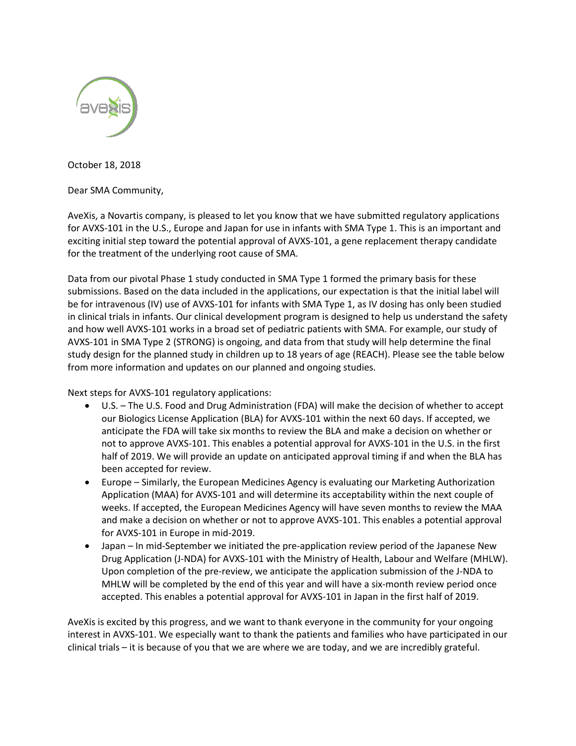October 18, 2018

Dear SMA Community,

AveXis, a Novartis company, is pleased to let you know that we have submitted regulatory applications for AVXS-101 in the U.S., Europe and Japan for use in infants with SMA Type 1. This is an important and exciting initial step toward the potential approval of AVXS-101, a gene replacement therapy candidate for the treatment of the underlying root cause of SMA.

Data from our pivotal Phase 1 study conducted in SMA Type 1 formed the primary basis for these submissions. Based on the data included in the applications, our expectation is that the initial label will be for intravenous (IV) use of AVXS-101 for infants with SMA Type 1, as IV dosing has only been studied in clinical trials in infants. Our clinical development program is designed to help us understand the safety and how well AVXS-101 works in a broad set of pediatric patients with SMA. For example, our study of AVXS-101 in SMA Type 2 (STRONG) is ongoing, and data from that study will help determine the final study design for the planned study in children up to 18 years of age (REACH). Please see the table below from more information and updates on our planned and ongoing studies.

Next steps for AVXS-101 regulatory applications:

- U.S. – The U.S. Food and Drug Administration (FDA) will make the decision of whether to accept our Biologics License Application (BLA) for AVXS-101 within the next 60 days. If accepted, we anticipate the FDA will take six months to review the BLA and make a decision on whether or not to approve AVXS-101. This enables a potential approval for AVXS-101 in the U.S. in the first half of 2019. We will provide an update on anticipated approval timing if and when the BLA has been accepted for review.
- Europe – Similarly, the European Medicines Agency is evaluating our Marketing Authorization Application (MAA) for AVXS-101 and will determine its acceptability within the next couple of weeks. If accepted, the European Medicines Agency will have seven months to review the MAA and make a decision on whether or not to approve AVXS-101. This enables a potential approval for AVXS-101 in Europe in mid-2019.
- Japan – In mid-September we initiated the pre-application review period of the Japanese New Drug Application (J-NDA) for AVXS-101 with the Ministry of Health, Labour and Welfare (MHLW). Upon completion of the pre-review, we anticipate the application submission of the J-NDA to MHLW will be completed by the end of this year and will have a six-month review period once accepted. This enables a potential approval for AVXS-101 in Japan in the first half of 2019.

AveXis is excited by this progress, and we want to thank everyone in the community for your ongoing interest in AVXS-101. We especially want to thank the patients and families who have participated in our clinical trials – it is because of you that we are where we are today, and we are incredibly grateful.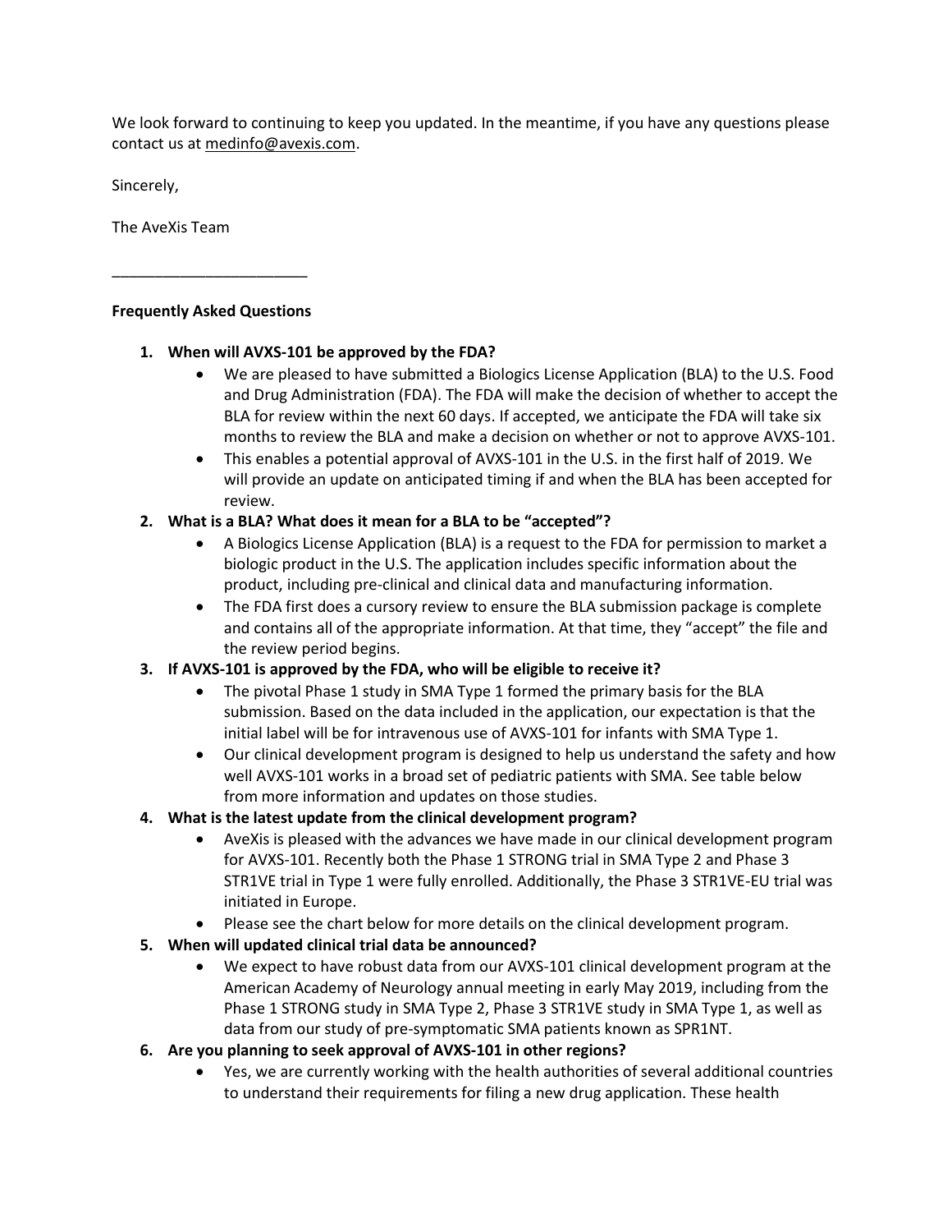We look forward to continuing to keep you updated. In the meantime, if you have any questions please contact us at medinfo@avexis.com.

Sincerely,

The AveXis Team

________________________

**Frequently Asked Questions**

1. **When will AVXS-101 be approved by the FDA?**
    - We are pleased to have submitted a Biologics License Application (BLA) to the U.S. Food and Drug Administration (FDA). The FDA will make the decision of whether to accept the BLA for review within the next 60 days. If accepted, we anticipate the FDA will take six months to review the BLA and make a decision on whether or not to approve AVXS-101.
    - This enables a potential approval of AVXS-101 in the U.S. in the first half of 2019. We will provide an update on anticipated timing if and when the BLA has been accepted for review.
2. **What is a BLA? What does it mean for a BLA to be "accepted"?**
    - A Biologics License Application (BLA) is a request to the FDA for permission to market a biologic product in the U.S. The application includes specific information about the product, including pre-clinical and clinical data and manufacturing information.
    - The FDA first does a cursory review to ensure the BLA submission package is complete and contains all of the appropriate information. At that time, they "accept" the file and the review period begins.
3. **If AVXS-101 is approved by the FDA, who will be eligible to receive it?**
    - The pivotal Phase 1 study in SMA Type 1 formed the primary basis for the BLA submission. Based on the data included in the application, our expectation is that the initial label will be for intravenous use of AVXS-101 for infants with SMA Type 1.
    - Our clinical development program is designed to help us understand the safety and how well AVXS-101 works in a broad set of pediatric patients with SMA. See table below from more information and updates on those studies.
4. **What is the latest update from the clinical development program?**
    - AveXis is pleased with the advances we have made in our clinical development program for AVXS-101. Recently both the Phase 1 STRONG trial in SMA Type 2 and Phase 3 STR1VE trial in Type 1 were fully enrolled. Additionally, the Phase 3 STR1VE-EU trial was initiated in Europe.
    - Please see the chart below for more details on the clinical development program.
5. **When will updated clinical trial data be announced?**
    - We expect to have robust data from our AVXS-101 clinical development program at the American Academy of Neurology annual meeting in early May 2019, including from the Phase 1 STRONG study in SMA Type 2, Phase 3 STR1VE study in SMA Type 1, as well as data from our study of pre-symptomatic SMA patients known as SPR1NT.
6. **Are you planning to seek approval of AVXS-101 in other regions?**
    - Yes, we are currently working with the health authorities of several additional countries to understand their requirements for filing a new drug application. These health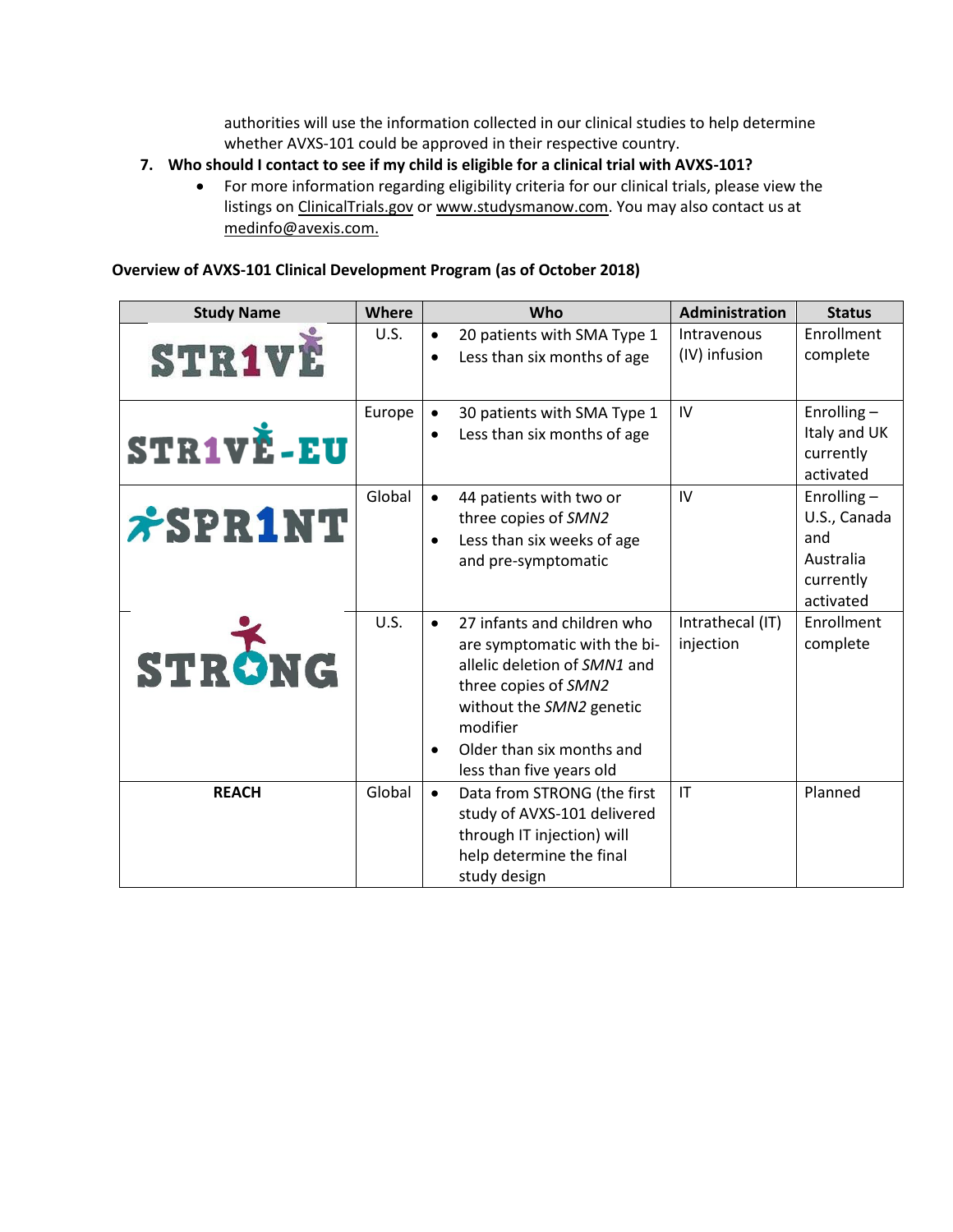authorities will use the information collected in our clinical studies to help determine whether AVXS-101 could be approved in their respective country.

7. **Who should I contact to see if my child is eligible for a clinical trial with AVXS-101?**
   - For more information regarding eligibility criteria for our clinical trials, please view the listings on ClinicalTrials.gov or www.studysmanow.com. You may also contact us at medinfo@avexis.com.

**Overview of AVXS-101 Clinical Development Program (as of October 2018)**

| Study Name | Where | Who | Administration | Status |
|---|---|---|---|---|
| STR1VE | U.S. | • 20 patients with SMA Type 1<br>• Less than six months of age | Intravenous (IV) infusion | Enrollment complete |
| STR1VE-EU | Europe | • 30 patients with SMA Type 1<br>• Less than six months of age | IV | Enrolling – Italy and UK currently activated |
| SPR1NT | Global | • 44 patients with two or three copies of *SMN2*<br>• Less than six weeks of age and pre-symptomatic | IV | Enrolling – U.S., Canada and Australia currently activated |
| STRONG | U.S. | • 27 infants and children who are symptomatic with the bi-allelic deletion of *SMN1* and three copies of *SMN2* without the *SMN2* genetic modifier<br>• Older than six months and less than five years old | Intrathecal (IT) injection | Enrollment complete |
| **REACH** | Global | • Data from STRONG (the first study of AVXS-101 delivered through IT injection) will help determine the final study design | IT | Planned |